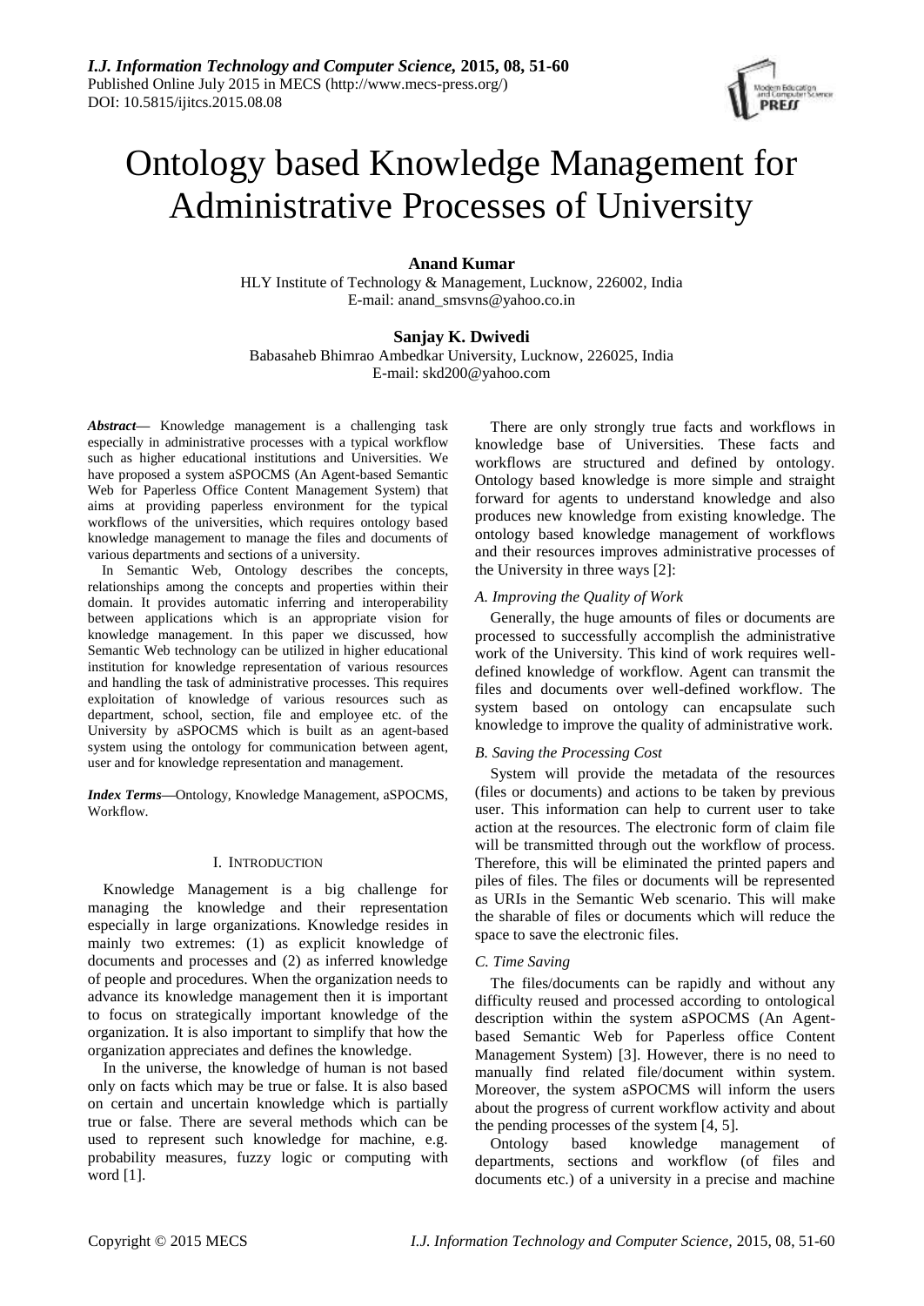# Ontology based Knowledge Management for Administrative Processes of University

**Anand Kumar**
HLY Institute of Technology & Management, Lucknow, 226002, India
E-mail: anand_smsvns@yahoo.co.in

**Sanjay K. Dwivedi**
Babasaheb Bhimrao Ambedkar University, Lucknow, 226025, India
E-mail: skd200@yahoo.com

***Abstract***— Knowledge management is a challenging task especially in administrative processes with a typical workflow such as higher educational institutions and Universities. We have proposed a system aSPOCMS (An Agent-based Semantic Web for Paperless Office Content Management System) that aims at providing paperless environment for the typical workflows of the universities, which requires ontology based knowledge management to manage the files and documents of various departments and sections of a university.

In Semantic Web, Ontology describes the concepts, relationships among the concepts and properties within their domain. It provides automatic inferring and interoperability between applications which is an appropriate vision for knowledge management. In this paper we discussed, how Semantic Web technology can be utilized in higher educational institution for knowledge representation of various resources and handling the task of administrative processes. This requires exploitation of knowledge of various resources such as department, school, section, file and employee etc. of the University by aSPOCMS which is built as an agent-based system using the ontology for communication between agent, user and for knowledge representation and management.

***Index Terms***—Ontology, Knowledge Management, aSPOCMS, Workflow.

## I. Introduction

Knowledge Management is a big challenge for managing the knowledge and their representation especially in large organizations. Knowledge resides in mainly two extremes: (1) as explicit knowledge of documents and processes and (2) as inferred knowledge of people and procedures. When the organization needs to advance its knowledge management then it is important to focus on strategically important knowledge of the organization. It is also important to simplify that how the organization appreciates and defines the knowledge.

In the universe, the knowledge of human is not based only on facts which may be true or false. It is also based on certain and uncertain knowledge which is partially true or false. There are several methods which can be used to represent such knowledge for machine, e.g. probability measures, fuzzy logic or computing with word [1].

There are only strongly true facts and workflows in knowledge base of Universities. These facts and workflows are structured and defined by ontology. Ontology based knowledge is more simple and straight forward for agents to understand knowledge and also produces new knowledge from existing knowledge. The ontology based knowledge management of workflows and their resources improves administrative processes of the University in three ways [2]:

### *A. Improving the Quality of Work*

Generally, the huge amounts of files or documents are processed to successfully accomplish the administrative work of the University. This kind of work requires well-defined knowledge of workflow. Agent can transmit the files and documents over well-defined workflow. The system based on ontology can encapsulate such knowledge to improve the quality of administrative work.

### *B. Saving the Processing Cost*

System will provide the metadata of the resources (files or documents) and actions to be taken by previous user. This information can help to current user to take action at the resources. The electronic form of claim file will be transmitted through out the workflow of process. Therefore, this will be eliminated the printed papers and piles of files. The files or documents will be represented as URIs in the Semantic Web scenario. This will make the sharable of files or documents which will reduce the space to save the electronic files.

### *C. Time Saving*

The files/documents can be rapidly and without any difficulty reused and processed according to ontological description within the system aSPOCMS (An Agent-based Semantic Web for Paperless office Content Management System) [3]. However, there is no need to manually find related file/document within system. Moreover, the system aSPOCMS will inform the users about the progress of current workflow activity and about the pending processes of the system [4, 5].

Ontology based knowledge management of departments, sections and workflow (of files and documents etc.) of a university in a precise and machine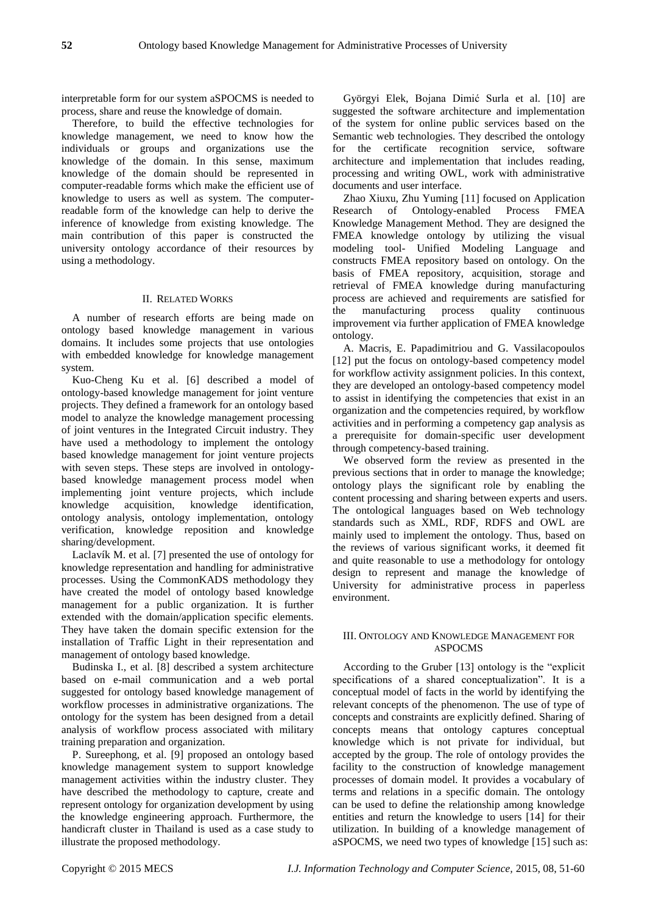interpretable form for our system aSPOCMS is needed to process, share and reuse the knowledge of domain.

Therefore, to build the effective technologies for knowledge management, we need to know how the individuals or groups and organizations use the knowledge of the domain. In this sense, maximum knowledge of the domain should be represented in computer-readable forms which make the efficient use of knowledge to users as well as system. The computer-readable form of the knowledge can help to derive the inference of knowledge from existing knowledge. The main contribution of this paper is constructed the university ontology accordance of their resources by using a methodology.

## II. Related Works

A number of research efforts are being made on ontology based knowledge management in various domains. It includes some projects that use ontologies with embedded knowledge for knowledge management system.

Kuo-Cheng Ku et al. [6] described a model of ontology-based knowledge management for joint venture projects. They defined a framework for an ontology based model to analyze the knowledge management processing of joint ventures in the Integrated Circuit industry. They have used a methodology to implement the ontology based knowledge management for joint venture projects with seven steps. These steps are involved in ontology-based knowledge management process model when implementing joint venture projects, which include knowledge acquisition, knowledge identification, ontology analysis, ontology implementation, ontology verification, knowledge reposition and knowledge sharing/development.

Laclavík M. et al. [7] presented the use of ontology for knowledge representation and handling for administrative processes. Using the CommonKADS methodology they have created the model of ontology based knowledge management for a public organization. It is further extended with the domain/application specific elements. They have taken the domain specific extension for the installation of Traffic Light in their representation and management of ontology based knowledge.

Budinska I., et al. [8] described a system architecture based on e-mail communication and a web portal suggested for ontology based knowledge management of workflow processes in administrative organizations. The ontology for the system has been designed from a detail analysis of workflow process associated with military training preparation and organization.

P. Sureephong, et al. [9] proposed an ontology based knowledge management system to support knowledge management activities within the industry cluster. They have described the methodology to capture, create and represent ontology for organization development by using the knowledge engineering approach. Furthermore, the handicraft cluster in Thailand is used as a case study to illustrate the proposed methodology.

Györgyi Elek, Bojana Dimić Surla et al. [10] are suggested the software architecture and implementation of the system for online public services based on the Semantic web technologies. They described the ontology for the certificate recognition service, software architecture and implementation that includes reading, processing and writing OWL, work with administrative documents and user interface.

Zhao Xiuxu, Zhu Yuming [11] focused on Application Research of Ontology-enabled Process FMEA Knowledge Management Method. They are designed the FMEA knowledge ontology by utilizing the visual modeling tool- Unified Modeling Language and constructs FMEA repository based on ontology. On the basis of FMEA repository, acquisition, storage and retrieval of FMEA knowledge during manufacturing process are achieved and requirements are satisfied for the manufacturing process quality continuous improvement via further application of FMEA knowledge ontology.

A. Macris, E. Papadimitriou and G. Vassilacopoulos [12] put the focus on ontology-based competency model for workflow activity assignment policies. In this context, they are developed an ontology-based competency model to assist in identifying the competencies that exist in an organization and the competencies required, by workflow activities and in performing a competency gap analysis as a prerequisite for domain-specific user development through competency-based training.

We observed form the review as presented in the previous sections that in order to manage the knowledge; ontology plays the significant role by enabling the content processing and sharing between experts and users. The ontological languages based on Web technology standards such as XML, RDF, RDFS and OWL are mainly used to implement the ontology. Thus, based on the reviews of various significant works, it deemed fit and quite reasonable to use a methodology for ontology design to represent and manage the knowledge of University for administrative process in paperless environment.

## III. Ontology and Knowledge Management for aSPOCMS

According to the Gruber [13] ontology is the "explicit specifications of a shared conceptualization". It is a conceptual model of facts in the world by identifying the relevant concepts of the phenomenon. The use of type of concepts and constraints are explicitly defined. Sharing of concepts means that ontology captures conceptual knowledge which is not private for individual, but accepted by the group. The role of ontology provides the facility to the construction of knowledge management processes of domain model. It provides a vocabulary of terms and relations in a specific domain. The ontology can be used to define the relationship among knowledge entities and return the knowledge to users [14] for their utilization. In building of a knowledge management of aSPOCMS, we need two types of knowledge [15] such as: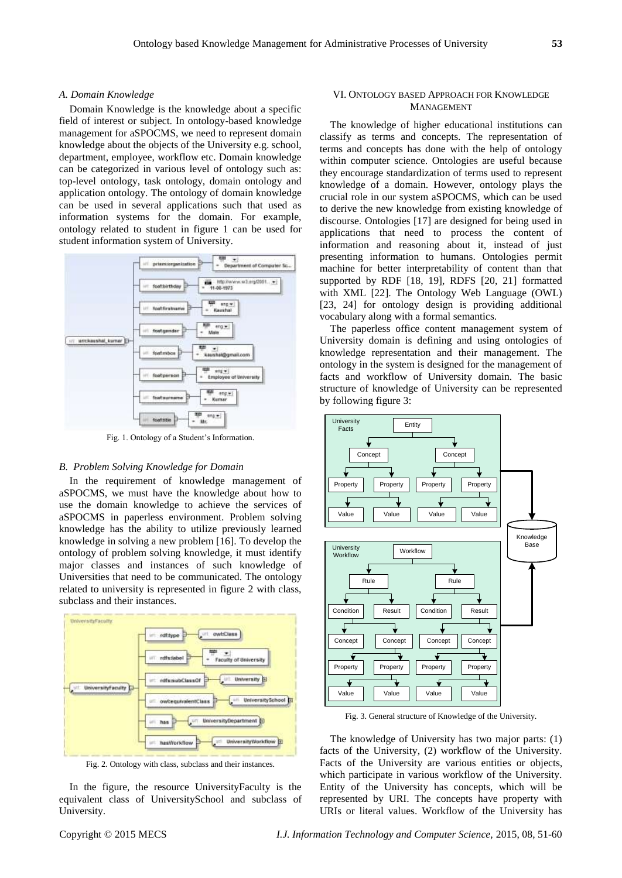### A. Domain Knowledge

Domain Knowledge is the knowledge about a specific field of interest or subject. In ontology-based knowledge management for aSPOCMS, we need to represent domain knowledge about the objects of the University e.g. school, department, employee, workflow etc. Domain knowledge can be categorized in various level of ontology such as: top-level ontology, task ontology, domain ontology and application ontology. The ontology of domain knowledge can be used in several applications such that used as information systems for the domain. For example, ontology related to student in figure 1 can be used for student information system of University.

Fig. 1. Ontology of a Student's Information.

### B. Problem Solving Knowledge for Domain

In the requirement of knowledge management of aSPOCMS, we must have the knowledge about how to use the domain knowledge to achieve the services of aSPOCMS in paperless environment. Problem solving knowledge has the ability to utilize previously learned knowledge in solving a new problem [16]. To develop the ontology of problem solving knowledge, it must identify major classes and instances of such knowledge of Universities that need to be communicated. The ontology related to university is represented in figure 2 with class, subclass and their instances.

Fig. 2. Ontology with class, subclass and their instances.

In the figure, the resource UniversityFaculty is the equivalent class of UniversitySchool and subclass of University.

## VI. Ontology based Approach for Knowledge Management

The knowledge of higher educational institutions can classify as terms and concepts. The representation of terms and concepts has done with the help of ontology within computer science. Ontologies are useful because they encourage standardization of terms used to represent knowledge of a domain. However, ontology plays the crucial role in our system aSPOCMS, which can be used to derive the new knowledge from existing knowledge of discourse. Ontologies [17] are designed for being used in applications that need to process the content of information and reasoning about it, instead of just presenting information to humans. Ontologies permit machine for better interpretability of content than that supported by RDF [18, 19], RDFS [20, 21] formatted with XML [22]. The Ontology Web Language (OWL) [23, 24] for ontology design is providing additional vocabulary along with a formal semantics.

The paperless office content management system of University domain is defining and using ontologies of knowledge representation and their management. The ontology in the system is designed for the management of facts and workflow of University domain. The basic structure of knowledge of University can be represented by following figure 3:

Fig. 3. General structure of Knowledge of the University.

The knowledge of University has two major parts: (1) facts of the University, (2) workflow of the University. Facts of the University are various entities or objects, which participate in various workflow of the University. Entity of the University has concepts, which will be represented by URI. The concepts have property with URIs or literal values. Workflow of the University has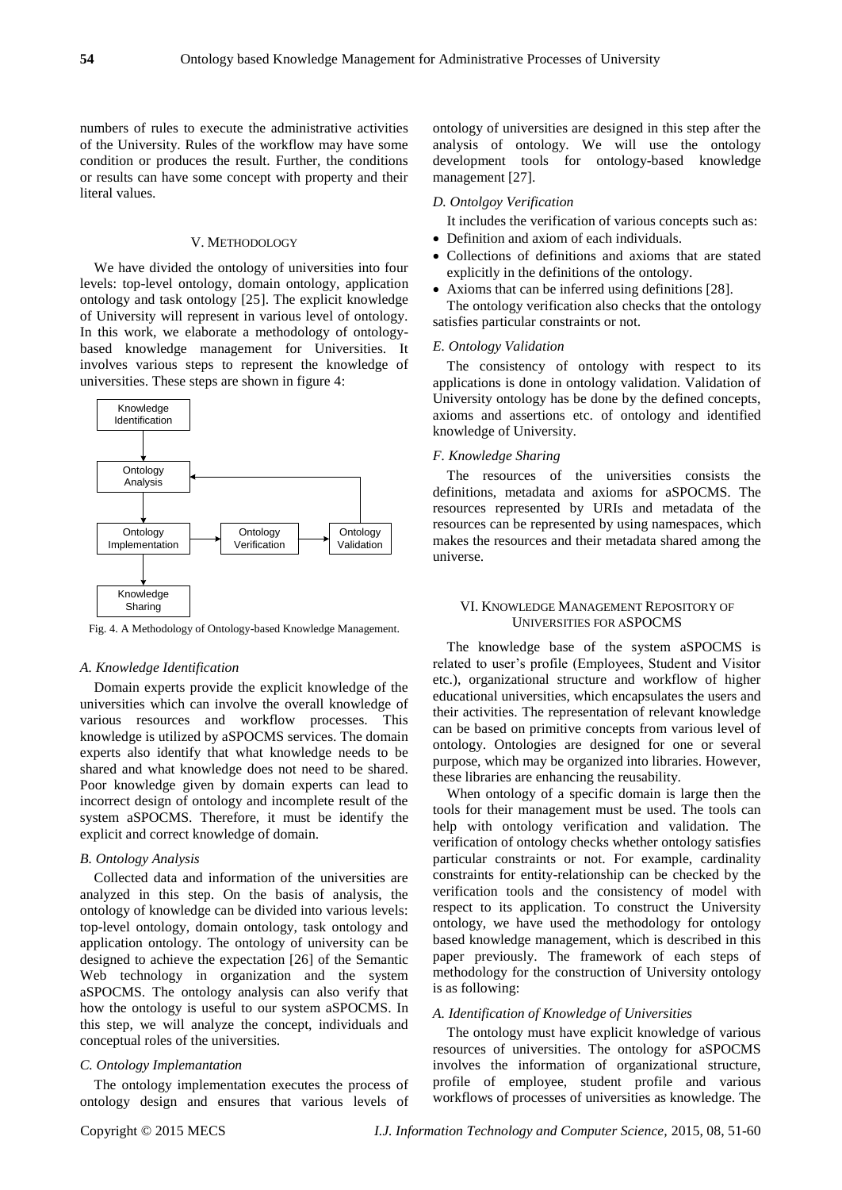numbers of rules to execute the administrative activities of the University. Rules of the workflow may have some condition or produces the result. Further, the conditions or results can have some concept with property and their literal values.

## V. Methodology

We have divided the ontology of universities into four levels: top-level ontology, domain ontology, application ontology and task ontology [25]. The explicit knowledge of University will represent in various level of ontology. In this work, we elaborate a methodology of ontology-based knowledge management for Universities. It involves various steps to represent the knowledge of universities. These steps are shown in figure 4:

Fig. 4. A Methodology of Ontology-based Knowledge Management.

### *A. Knowledge Identification*

Domain experts provide the explicit knowledge of the universities which can involve the overall knowledge of various resources and workflow processes. This knowledge is utilized by aSPOCMS services. The domain experts also identify that what knowledge needs to be shared and what knowledge does not need to be shared. Poor knowledge given by domain experts can lead to incorrect design of ontology and incomplete result of the system aSPOCMS. Therefore, it must be identify the explicit and correct knowledge of domain.

### *B. Ontology Analysis*

Collected data and information of the universities are analyzed in this step. On the basis of analysis, the ontology of knowledge can be divided into various levels: top-level ontology, domain ontology, task ontology and application ontology. The ontology of university can be designed to achieve the expectation [26] of the Semantic Web technology in organization and the system aSPOCMS. The ontology analysis can also verify that how the ontology is useful to our system aSPOCMS. In this step, we will analyze the concept, individuals and conceptual roles of the universities.

### *C. Ontology Implemantation*

The ontology implementation executes the process of ontology design and ensures that various levels of ontology of universities are designed in this step after the analysis of ontology. We will use the ontology development tools for ontology-based knowledge management [27].

### *D. Ontolgoy Verification*

It includes the verification of various concepts such as:

- Definition and axiom of each individuals.
- Collections of definitions and axioms that are stated explicitly in the definitions of the ontology.
- Axioms that can be inferred using definitions [28].

The ontology verification also checks that the ontology satisfies particular constraints or not.

### *E. Ontology Validation*

The consistency of ontology with respect to its applications is done in ontology validation. Validation of University ontology has be done by the defined concepts, axioms and assertions etc. of ontology and identified knowledge of University.

### *F. Knowledge Sharing*

The resources of the universities consists the definitions, metadata and axioms for aSPOCMS. The resources represented by URIs and metadata of the resources can be represented by using namespaces, which makes the resources and their metadata shared among the universe.

## VI. Knowledge Management Repository of Universities for aSPOCMS

The knowledge base of the system aSPOCMS is related to user's profile (Employees, Student and Visitor etc.), organizational structure and workflow of higher educational universities, which encapsulates the users and their activities. The representation of relevant knowledge can be based on primitive concepts from various level of ontology. Ontologies are designed for one or several purpose, which may be organized into libraries. However, these libraries are enhancing the reusability.

When ontology of a specific domain is large then the tools for their management must be used. The tools can help with ontology verification and validation. The verification of ontology checks whether ontology satisfies particular constraints or not. For example, cardinality constraints for entity-relationship can be checked by the verification tools and the consistency of model with respect to its application. To construct the University ontology, we have used the methodology for ontology based knowledge management, which is described in this paper previously. The framework of each steps of methodology for the construction of University ontology is as following:

### *A. Identification of Knowledge of Universities*

The ontology must have explicit knowledge of various resources of universities. The ontology for aSPOCMS involves the information of organizational structure, profile of employee, student profile and various workflows of processes of universities as knowledge. The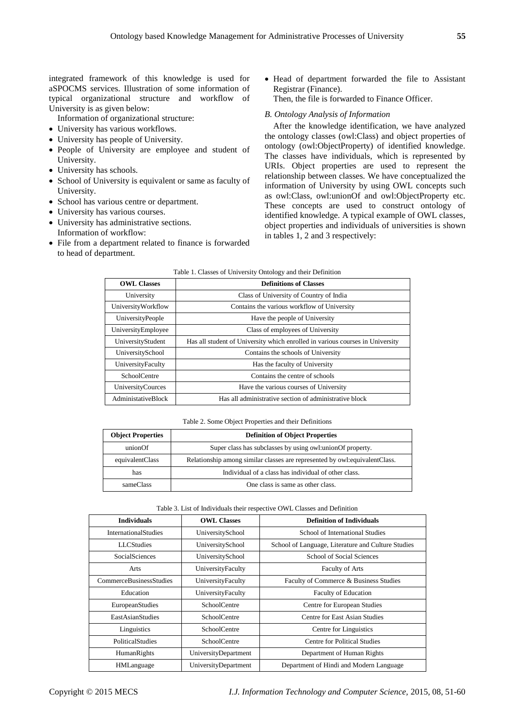integrated framework of this knowledge is used for aSPOCMS services. Illustration of some information of typical organizational structure and workflow of University is as given below:

Information of organizational structure:

- University has various workflows.
- University has people of University.
- People of University are employee and student of University.
- University has schools.
- School of University is equivalent or same as faculty of University.
- School has various centre or department.
- University has various courses.
- University has administrative sections.

Information of workflow:

- File from a department related to finance is forwarded to head of department.
- Head of department forwarded the file to Assistant Registrar (Finance).

Then, the file is forwarded to Finance Officer.

### *B. Ontology Analysis of Information*

After the knowledge identification, we have analyzed the ontology classes (owl:Class) and object properties of ontology (owl:ObjectProperty) of identified knowledge. The classes have individuals, which is represented by URIs. Object properties are used to represent the relationship between classes. We have conceptualized the information of University by using OWL concepts such as owl:Class, owl:unionOf and owl:ObjectProperty etc. These concepts are used to construct ontology of identified knowledge. A typical example of OWL classes, object properties and individuals of universities is shown in tables 1, 2 and 3 respectively:

Table 1. Classes of University Ontology and their Definition

| OWL Classes | Definitions of Classes |
|---|---|
| University | Class of University of Country of India |
| UniversityWorkflow | Contains the various workflow of University |
| UniversityPeople | Have the people of University |
| UniversityEmployee | Class of employees of University |
| UniversityStudent | Has all student of University which enrolled in various courses in University |
| UniversitySchool | Contains the schools of University |
| UniversityFaculty | Has the faculty of University |
| SchoolCentre | Contains the centre of schools |
| UniversityCources | Have the various courses of University |
| AdministativeBlock | Has all administrative section of administrative block |

Table 2. Some Object Properties and their Definitions

| Object Properties | Definition of Object Properties |
|---|---|
| unionOf | Super class has subclasses by using owl:unionOf property. |
| equivalentClass | Relationship among similar classes are represented by owl:equivalentClass. |
| has | Individual of a class has individual of other class. |
| sameClass | One class is same as other class. |

Table 3. List of Individuals their respective OWL Classes and Definition

| Individuals | OWL Classes | Definition of Individuals |
|---|---|---|
| InternationalStudies | UniversitySchool | School of International Studies |
| LLCStudies | UniversitySchool | School of Language, Literature and Culture Studies |
| SocialSciences | UniversitySchool | School of Social Sciences |
| Arts | UniversityFaculty | Faculty of Arts |
| CommerceBusinessStudies | UniversityFaculty | Faculty of Commerce & Business Studies |
| Education | UniversityFaculty | Faculty of Education |
| EuropeanStudies | SchoolCentre | Centre for European Studies |
| EastAsianStudies | SchoolCentre | Centre for East Asian Studies |
| Linguistics | SchoolCentre | Centre for Linguistics |
| PoliticalStudies | SchoolCentre | Centre for Political Studies |
| HumanRights | UniversityDepartment | Department of Human Rights |
| HMLanguage | UniversityDepartment | Department of Hindi and Modern Language |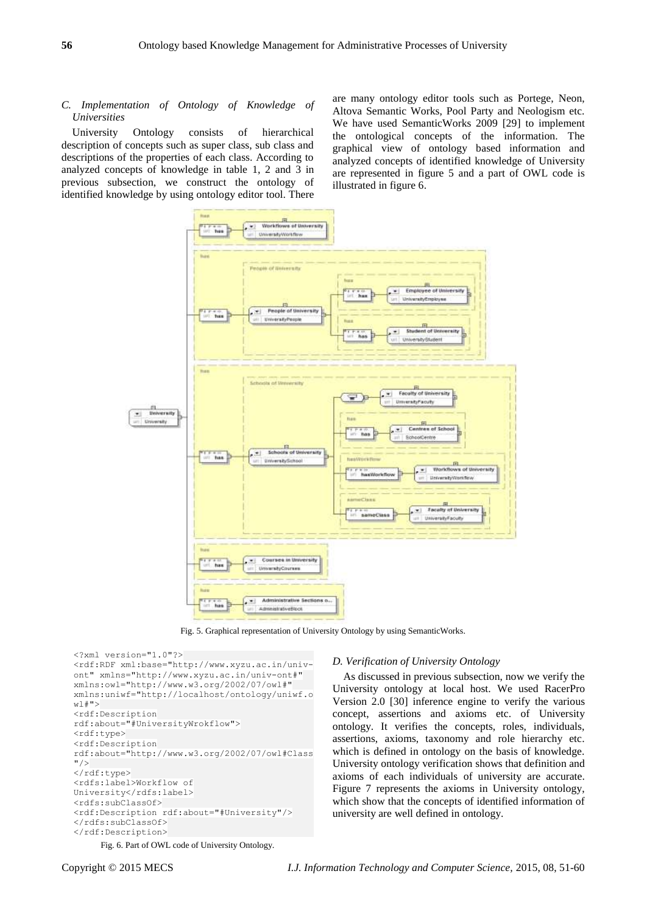### C. Implementation of Ontology of Knowledge of Universities

University Ontology consists of hierarchical description of concepts such as super class, sub class and descriptions of the properties of each class. According to analyzed concepts of knowledge in table 1, 2 and 3 in previous subsection, we construct the ontology of identified knowledge by using ontology editor tool. There are many ontology editor tools such as Portege, Neon, Altova Semantic Works, Pool Party and Neologism etc. We have used SemanticWorks 2009 [29] to implement the ontological concepts of the information. The graphical view of ontology based information and analyzed concepts of identified knowledge of University are represented in figure 5 and a part of OWL code is illustrated in figure 6.

Fig. 5. Graphical representation of University Ontology by using SemanticWorks.

```
<?xml version="1.0"?>
<rdf:RDF xml:base="http://www.xyzu.ac.in/univ-
ont" xmlns="http://www.xyzu.ac.in/univ-ont#"
xmlns:owl="http://www.w3.org/2002/07/owl#"
xmlns:uniwf="http://localhost/ontology/uniwf.o
wl#">
<rdf:Description
rdf:about="#UniversityWrokflow">
<rdf:type>
<rdf:Description
rdf:about="http://www.w3.org/2002/07/owl#Class
"/>
</rdf:type>
<rdfs:label>Workflow of
University</rdfs:label>
<rdfs:subClassOf>
<rdf:Description rdf:about="#University"/>
</rdfs:subClassOf>
</rdf:Description>
```

Fig. 6. Part of OWL code of University Ontology.

### D. Verification of University Ontology

As discussed in previous subsection, now we verify the University ontology at local host. We used RacerPro Version 2.0 [30] inference engine to verify the various concept, assertions and axioms etc. of University ontology. It verifies the concepts, roles, individuals, assertions, axioms, taxonomy and role hierarchy etc. which is defined in ontology on the basis of knowledge. University ontology verification shows that definition and axioms of each individuals of university are accurate. Figure 7 represents the axioms in University ontology, which show that the concepts of identified information of university are well defined in ontology.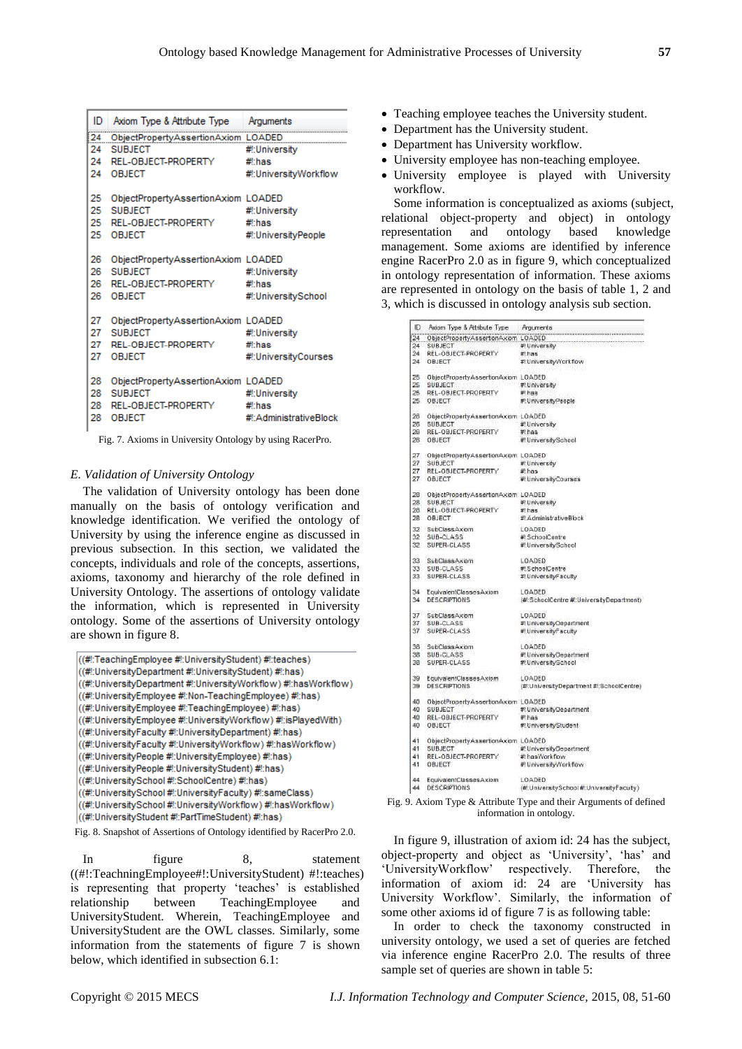| ID | Axiom Type & Attribute Type | Arguments |
|---|---|---|
| 24 | ObjectPropertyAssertionAxiom | LOADED |
| 24 | SUBJECT | #!:University |
| 24 | REL-OBJECT-PROPERTY | #!:has |
| 24 | OBJECT | #!:UniversityWorkflow |
| 25 | ObjectPropertyAssertionAxiom | LOADED |
| 25 | SUBJECT | #!:University |
| 25 | REL-OBJECT-PROPERTY | #!:has |
| 25 | OBJECT | #!:UniversityPeople |
| 26 | ObjectPropertyAssertionAxiom | LOADED |
| 26 | SUBJECT | #!:University |
| 26 | REL-OBJECT-PROPERTY | #!:has |
| 26 | OBJECT | #!:UniversitySchool |
| 27 | ObjectPropertyAssertionAxiom | LOADED |
| 27 | SUBJECT | #!:University |
| 27 | REL-OBJECT-PROPERTY | #!:has |
| 27 | OBJECT | #!:UniversityCourses |
| 28 | ObjectPropertyAssertionAxiom | LOADED |
| 28 | SUBJECT | #!:University |
| 28 | REL-OBJECT-PROPERTY | #!:has |
| 28 | OBJECT | #!:AdministrativeBlock |

Fig. 7. Axioms in University Ontology by using RacerPro.

### E. Validation of University Ontology

The validation of University ontology has been done manually on the basis of ontology verification and knowledge identification. We verified the ontology of University by using the inference engine as discussed in previous subsection. In this section, we validated the concepts, individuals and role of the concepts, assertions, axioms, taxonomy and hierarchy of the role defined in University Ontology. The assertions of ontology validate the information, which is represented in University ontology. Some of the assertions of University ontology are shown in figure 8.

```
((#!:TeachingEmployee #!:UniversityStudent) #!:teaches)
((#!:UniversityDepartment #!:UniversityStudent) #!:has)
((#!:UniversityDepartment #!:UniversityWorkflow) #!:hasWorkflow)
((#!:UniversityEmployee #!:Non-TeachingEmployee) #!:has)
((#!:UniversityEmployee #!:TeachingEmployee) #!:has)
((#!:UniversityEmployee #!:UniversityWorkflow) #!:isPlayedWith)
((#!:UniversityFaculty #!:UniversityDepartment) #!:has)
((#!:UniversityFaculty #!:UniversityWorkflow) #!:hasWorkflow)
((#!:UniversityPeople #!:UniversityEmployee) #!:has)
((#!:UniversityPeople #!:UniversityStudent) #!:has)
((#!:UniversitySchool #!:SchoolCentre) #!:has)
((#!:UniversitySchool #!:UniversityFaculty) #!:sameClass)
((#!:UniversitySchool #!:UniversityWorkflow) #!:hasWorkflow)
((#!:UniversityStudent #!:PartTimeStudent) #!:has)
```

Fig. 8. Snapshot of Assertions of Ontology identified by RacerPro 2.0.

In figure 8, statement ((#!:TeachningEmployee#!:UniversityStudent) #!:teaches) is representing that property 'teaches' is established relationship between TeachingEmployee and UniversityStudent. Wherein, TeachingEmployee and UniversityStudent are the OWL classes. Similarly, some information from the statements of figure 7 is shown below, which identified in subsection 6.1:

- Teaching employee teaches the University student.
- Department has the University student.
- Department has University workflow.
- University employee has non-teaching employee.
- University employee is played with University workflow.

Some information is conceptualized as axioms (subject, relational object-property and object) in ontology representation and ontology based knowledge management. Some axioms are identified by inference engine RacerPro 2.0 as in figure 9, which conceptualized in ontology representation of information. These axioms are represented in ontology on the basis of table 1, 2 and 3, which is discussed in ontology analysis sub section.

| ID | Axiom Type & Attribute Type | Arguments |
|---|---|---|
| 24 | ObjectPropertyAssertionAxiom | LOADED |
| 24 | SUBJECT | #!:University |
| 24 | REL-OBJECT-PROPERTY | #!:has |
| 24 | OBJECT | #!:UniversityWorkflow |
| 25 | ObjectPropertyAssertionAxiom | LOADED |
| 25 | SUBJECT | #!:University |
| 25 | REL-OBJECT-PROPERTY | #!:has |
| 25 | OBJECT | #!:UniversityPeople |
| 26 | ObjectPropertyAssertionAxiom | LOADED |
| 26 | SUBJECT | #!:University |
| 26 | REL-OBJECT-PROPERTY | #!:has |
| 26 | OBJECT | #!:UniversitySchool |
| 27 | ObjectPropertyAssertionAxiom | LOADED |
| 27 | SUBJECT | #!:University |
| 27 | REL-OBJECT-PROPERTY | #!:has |
| 27 | OBJECT | #!:UniversityCourses |
| 28 | ObjectPropertyAssertionAxiom | LOADED |
| 28 | SUBJECT | #!:University |
| 28 | REL-OBJECT-PROPERTY | #!:has |
| 28 | OBJECT | #!:AdministrativeBlock |
| 32 | SubClassAxiom | LOADED |
| 32 | SUB-CLASS | #!:SchoolCentre |
| 32 | SUPER-CLASS | #!:UniversitySchool |
| 33 | SubClassAxiom | LOADED |
| 33 | SUB-CLASS | #!:SchoolCentre |
| 33 | SUPER-CLASS | #!:UniversityFaculty |
| 34 | EquivalentClassesAxiom | LOADED |
| 34 | DESCRIPTIONS | (#!:SchoolCentre #!:UniversityDepartment) |
| 37 | SubClassAxiom | LOADED |
| 37 | SUB-CLASS | #!:UniversityDepartment |
| 37 | SUPER-CLASS | #!:UniversityFaculty |
| 38 | SubClassAxiom | LOADED |
| 38 | SUB-CLASS | #!:UniversityDepartment |
| 38 | SUPER-CLASS | #!:UniversitySchool |
| 39 | EquivalentClassesAxiom | LOADED |
| 39 | DESCRIPTIONS | (#!:UniversityDepartment #!:SchoolCentre) |
| 40 | ObjectPropertyAssertionAxiom | LOADED |
| 40 | SUBJECT | #!:UniversityDepartment |
| 40 | REL-OBJECT-PROPERTY | #!:has |
| 40 | OBJECT | #!:UniversityStudent |
| 41 | ObjectPropertyAssertionAxiom | LOADED |
| 41 | SUBJECT | #!:UniversityDepartment |
| 41 | REL-OBJECT-PROPERTY | #!:hasWorkflow |
| 41 | OBJECT | #!:UniversityWorkflow |
| 44 | EquivalentClassesAxiom | LOADED |
| 44 | DESCRIPTIONS | (#!:UniversitySchool #!:UniversityFaculty) |

Fig. 9. Axiom Type & Attribute Type and their Arguments of defined information in ontology.

In figure 9, illustration of axiom id: 24 has the subject, object-property and object as 'University', 'has' and 'UniversityWorkflow' respectively. Therefore, the information of axiom id: 24 are 'University has University Workflow'. Similarly, the information of some other axioms id of figure 7 is as following table:

In order to check the taxonomy constructed in university ontology, we used a set of queries are fetched via inference engine RacerPro 2.0. The results of three sample set of queries are shown in table 5: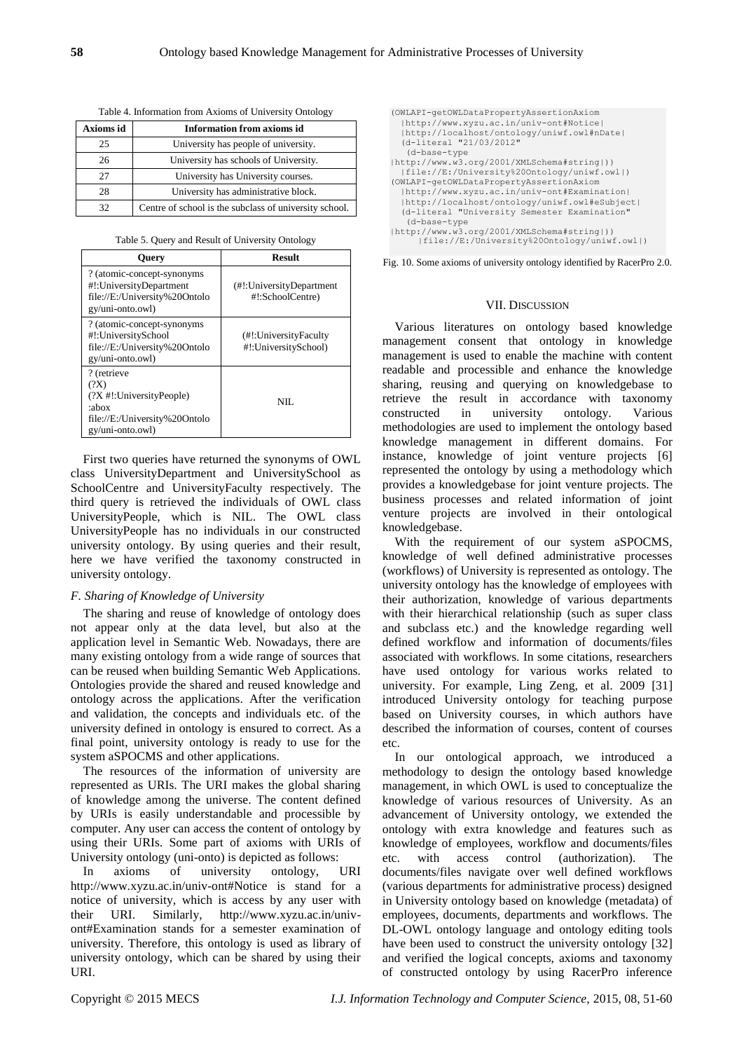Table 4. Information from Axioms of University Ontology

| Axioms id | Information from axioms id |
|---|---|
| 25 | University has people of university. |
| 26 | University has schools of University. |
| 27 | University has University courses. |
| 28 | University has administrative block. |
| 32 | Centre of school is the subclass of university school. |

Table 5. Query and Result of University Ontology

| Query | Result |
|---|---|
| ? (atomic-concept-synonyms #!:UniversityDepartment file://E:/University%20Ontology/uni-onto.owl) | (#!:UniversityDepartment #!:SchoolCentre) |
| ? (atomic-concept-synonyms #!:UniversitySchool file://E:/University%20Ontology/uni-onto.owl) | (#!:UniversityFaculty #!:UniversitySchool) |
| ? (retrieve (?X) (?X #!:UniversityPeople) :abox file://E:/University%20Ontology/uni-onto.owl) | NIL |

First two queries have returned the synonyms of OWL class UniversityDepartment and UniversitySchool as SchoolCentre and UniversityFaculty respectively. The third query is retrieved the individuals of OWL class UniversityPeople, which is NIL. The OWL class UniversityPeople has no individuals in our constructed university ontology. By using queries and their result, here we have verified the taxonomy constructed in university ontology.

### *F. Sharing of Knowledge of University*

The sharing and reuse of knowledge of ontology does not appear only at the data level, but also at the application level in Semantic Web. Nowadays, there are many existing ontology from a wide range of sources that can be reused when building Semantic Web Applications. Ontologies provide the shared and reused knowledge and ontology across the applications. After the verification and validation, the concepts and individuals etc. of the university defined in ontology is ensured to correct. As a final point, university ontology is ready to use for the system aSPOCMS and other applications.

The resources of the information of university are represented as URIs. The URI makes the global sharing of knowledge among the universe. The content defined by URIs is easily understandable and processible by computer. Any user can access the content of ontology by using their URIs. Some part of axioms with URIs of University ontology (uni-onto) is depicted as follows:

In axioms of university ontology, URI http://www.xyzu.ac.in/univ-ont#Notice is stand for a notice of university, which is access by any user with their URI. Similarly, http://www.xyzu.ac.in/univ-ont#Examination stands for a semester examination of university. Therefore, this ontology is used as library of university ontology, which can be shared by using their URI.

```
(OWLAPI-getOWLDataPropertyAssertionAxiom
  |http://www.xyzu.ac.in/univ-ont#Notice|
  |http://localhost/ontology/uniwf.owl#nDate|
  (d-literal "21/03/2012"
   (d-base-type
|http://www.w3.org/2001/XMLSchema#string|))
  |file://E:/University%20Ontology/uniwf.owl|)
(OWLAPI-getOWLDataPropertyAssertionAxiom
  |http://www.xyzu.ac.in/univ-ont#Examination|
  |http://localhost/ontology/uniwf.owl#eSubject|
  (d-literal "University Semester Examination"
   (d-base-type
|http://www.w3.org/2001/XMLSchema#string|))
     |file://E:/University%20Ontology/uniwf.owl|)
```

Fig. 10. Some axioms of university ontology identified by RacerPro 2.0.

## VII. DISCUSSION

Various literatures on ontology based knowledge management consent that ontology in knowledge management is used to enable the machine with content readable and processible and enhance the knowledge sharing, reusing and querying on knowledgebase to retrieve the result in accordance with taxonomy constructed in university ontology. Various methodologies are used to implement the ontology based knowledge management in different domains. For instance, knowledge of joint venture projects [6] represented the ontology by using a methodology which provides a knowledgebase for joint venture projects. The business processes and related information of joint venture projects are involved in their ontological knowledgebase.

With the requirement of our system aSPOCMS, knowledge of well defined administrative processes (workflows) of University is represented as ontology. The university ontology has the knowledge of employees with their authorization, knowledge of various departments with their hierarchical relationship (such as super class and subclass etc.) and the knowledge regarding well defined workflow and information of documents/files associated with workflows. In some citations, researchers have used ontology for various works related to university. For example, Ling Zeng, et al. 2009 [31] introduced University ontology for teaching purpose based on University courses, in which authors have described the information of courses, content of courses etc.

In our ontological approach, we introduced a methodology to design the ontology based knowledge management, in which OWL is used to conceptualize the knowledge of various resources of University. As an advancement of University ontology, we extended the ontology with extra knowledge and features such as knowledge of employees, workflow and documents/files etc. with access control (authorization). The documents/files navigate over well defined workflows (various departments for administrative process) designed in University ontology based on knowledge (metadata) of employees, documents, departments and workflows. The DL-OWL ontology language and ontology editing tools have been used to construct the university ontology [32] and verified the logical concepts, axioms and taxonomy of constructed ontology by using RacerPro inference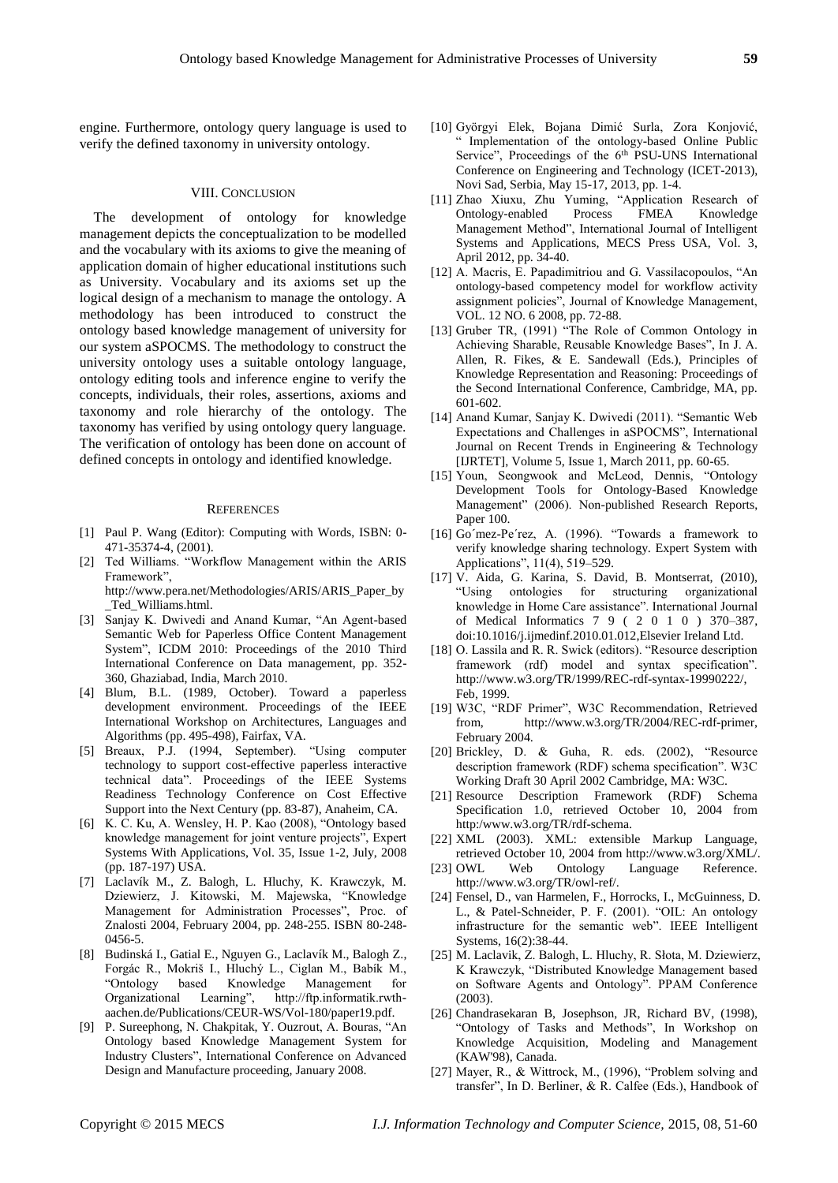engine. Furthermore, ontology query language is used to verify the defined taxonomy in university ontology.

## VIII. Conclusion

The development of ontology for knowledge management depicts the conceptualization to be modelled and the vocabulary with its axioms to give the meaning of application domain of higher educational institutions such as University. Vocabulary and its axioms set up the logical design of a mechanism to manage the ontology. A methodology has been introduced to construct the ontology based knowledge management of university for our system aSPOCMS. The methodology to construct the university ontology uses a suitable ontology language, ontology editing tools and inference engine to verify the concepts, individuals, their roles, assertions, axioms and taxonomy and role hierarchy of the ontology. The taxonomy has verified by using ontology query language. The verification of ontology has been done on account of defined concepts in ontology and identified knowledge.

## References

[1] Paul P. Wang (Editor): Computing with Words, ISBN: 0-471-35374-4, (2001).

[2] Ted Williams. "Workflow Management within the ARIS Framework", http://www.pera.net/Methodologies/ARIS/ARIS_Paper_by_Ted_Williams.html.

[3] Sanjay K. Dwivedi and Anand Kumar, "An Agent-based Semantic Web for Paperless Office Content Management System", ICDM 2010: Proceedings of the 2010 Third International Conference on Data management, pp. 352-360, Ghaziabad, India, March 2010.

[4] Blum, B.L. (1989, October). Toward a paperless development environment. Proceedings of the IEEE International Workshop on Architectures, Languages and Algorithms (pp. 495-498), Fairfax, VA.

[5] Breaux, P.J. (1994, September). "Using computer technology to support cost-effective paperless interactive technical data". Proceedings of the IEEE Systems Readiness Technology Conference on Cost Effective Support into the Next Century (pp. 83-87), Anaheim, CA.

[6] K. C. Ku, A. Wensley, H. P. Kao (2008), "Ontology based knowledge management for joint venture projects", Expert Systems With Applications, Vol. 35, Issue 1-2, July, 2008 (pp. 187-197) USA.

[7] Laclavík M., Z. Balogh, L. Hluchy, K. Krawczyk, M. Dziewierz, J. Kitowski, M. Majewska, "Knowledge Management for Administration Processes", Proc. of Znalosti 2004, February 2004, pp. 248-255. ISBN 80-248-0456-5.

[8] Budinská I., Gatial E., Nguyen G., Laclavík M., Balogh Z., Forgác R., Mokriš I., Hluchý L., Ciglan M., Babík M., "Ontology based Knowledge Management for Organizational Learning", http://ftp.informatik.rwth-aachen.de/Publications/CEUR-WS/Vol-180/paper19.pdf.

[9] P. Sureephong, N. Chakpitak, Y. Ouzrout, A. Bouras, "An Ontology based Knowledge Management System for Industry Clusters", International Conference on Advanced Design and Manufacture proceeding, January 2008.

[10] Györgyi Elek, Bojana Dimić Surla, Zora Konjović, " Implementation of the ontology-based Online Public Service", Proceedings of the 6th PSU-UNS International Conference on Engineering and Technology (ICET-2013), Novi Sad, Serbia, May 15-17, 2013, pp. 1-4.

[11] Zhao Xiuxu, Zhu Yuming, "Application Research of Ontology-enabled Process FMEA Knowledge Management Method", International Journal of Intelligent Systems and Applications, MECS Press USA, Vol. 3, April 2012, pp. 34-40.

[12] A. Macris, E. Papadimitriou and G. Vassilacopoulos, "An ontology-based competency model for workflow activity assignment policies", Journal of Knowledge Management, VOL. 12 NO. 6 2008, pp. 72-88.

[13] Gruber TR, (1991) "The Role of Common Ontology in Achieving Sharable, Reusable Knowledge Bases", In J. A. Allen, R. Fikes, & E. Sandewall (Eds.), Principles of Knowledge Representation and Reasoning: Proceedings of the Second International Conference, Cambridge, MA, pp. 601-602.

[14] Anand Kumar, Sanjay K. Dwivedi (2011). "Semantic Web Expectations and Challenges in aSPOCMS", International Journal on Recent Trends in Engineering & Technology [IJRTET], Volume 5, Issue 1, March 2011, pp. 60-65.

[15] Youn, Seongwook and McLeod, Dennis, "Ontology Development Tools for Ontology-Based Knowledge Management" (2006). Non-published Research Reports, Paper 100.

[16] Go´mez-Pe´rez, A. (1996). "Towards a framework to verify knowledge sharing technology. Expert System with Applications", 11(4), 519–529.

[17] V. Aida, G. Karina, S. David, B. Montserrat, (2010), "Using ontologies for structuring organizational knowledge in Home Care assistance". International Journal of Medical Informatics 7 9 ( 2 0 1 0 ) 370–387, doi:10.1016/j.ijmedinf.2010.01.012,Elsevier Ireland Ltd.

[18] O. Lassila and R. R. Swick (editors). "Resource description framework (rdf) model and syntax specification". http://www.w3.org/TR/1999/REC-rdf-syntax-19990222/, Feb, 1999.

[19] W3C, "RDF Primer", W3C Recommendation, Retrieved from, http://www.w3.org/TR/2004/REC-rdf-primer, February 2004.

[20] Brickley, D. & Guha, R. eds. (2002), "Resource description framework (RDF) schema specification". W3C Working Draft 30 April 2002 Cambridge, MA: W3C.

[21] Resource Description Framework (RDF) Schema Specification 1.0, retrieved October 10, 2004 from http:/www.w3.org/TR/rdf-schema.

[22] XML (2003). XML: extensible Markup Language, retrieved October 10, 2004 from http://www.w3.org/XML/.

[23] OWL Web Ontology Language Reference. http://www.w3.org/TR/owl-ref/.

[24] Fensel, D., van Harmelen, F., Horrocks, I., McGuinness, D. L., & Patel-Schneider, P. F. (2001). "OIL: An ontology infrastructure for the semantic web". IEEE Intelligent Systems, 16(2):38-44.

[25] M. Laclavik, Z. Balogh, L. Hluchy, R. Słota, M. Dziewierz, K Krawczyk, "Distributed Knowledge Management based on Software Agents and Ontology". PPAM Conference (2003).

[26] Chandrasekaran B, Josephson, JR, Richard BV, (1998), "Ontology of Tasks and Methods", In Workshop on Knowledge Acquisition, Modeling and Management (KAW'98), Canada.

[27] Mayer, R., & Wittrock, M., (1996), "Problem solving and transfer", In D. Berliner, & R. Calfee (Eds.), Handbook of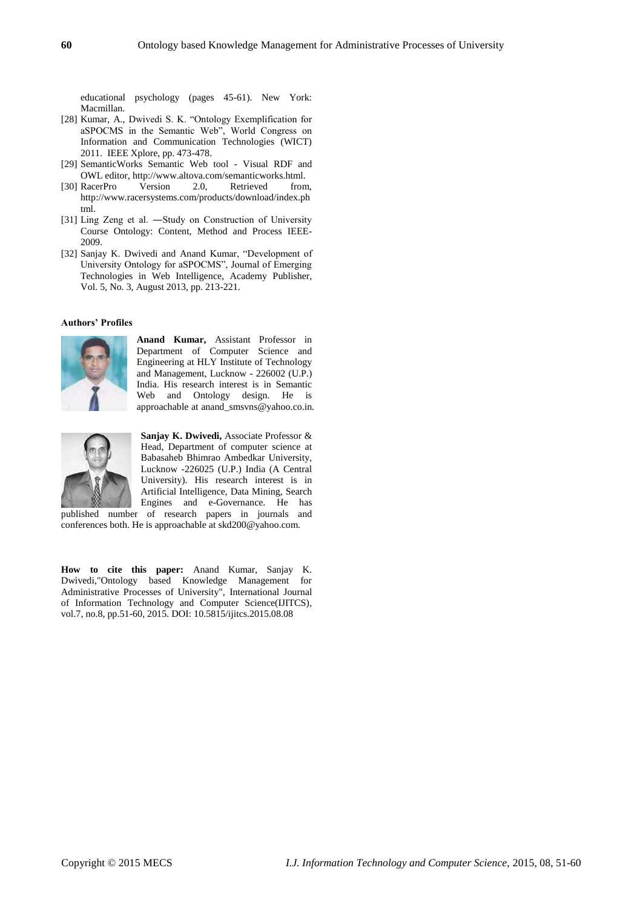educational psychology (pages 45-61). New York: Macmillan.

[28] Kumar, A., Dwivedi S. K. "Ontology Exemplification for aSPOCMS in the Semantic Web", World Congress on Information and Communication Technologies (WICT) 2011. IEEE Xplore, pp. 473-478.

[29] SemanticWorks Semantic Web tool - Visual RDF and OWL editor, http://www.altova.com/semanticworks.html.

[30] RacerPro Version 2.0, Retrieved from, http://www.racersystems.com/products/download/index.phtml.

[31] Ling Zeng et al. ―Study on Construction of University Course Ontology: Content, Method and Process IEEE-2009.

[32] Sanjay K. Dwivedi and Anand Kumar, "Development of University Ontology for aSPOCMS", Journal of Emerging Technologies in Web Intelligence, Academy Publisher, Vol. 5, No. 3, August 2013, pp. 213-221.

**Authors' Profiles**

**Anand Kumar,** Assistant Professor in Department of Computer Science and Engineering at HLY Institute of Technology and Management, Lucknow - 226002 (U.P.) India. His research interest is in Semantic Web and Ontology design. He is approachable at anand_smsvns@yahoo.co.in.

**Sanjay K. Dwivedi,** Associate Professor & Head, Department of computer science at Babasaheb Bhimrao Ambedkar University, Lucknow -226025 (U.P.) India (A Central University). His research interest is in Artificial Intelligence, Data Mining, Search Engines and e-Governance. He has published number of research papers in journals and conferences both. He is approachable at skd200@yahoo.com.

**How to cite this paper:** Anand Kumar, Sanjay K. Dwivedi,"Ontology based Knowledge Management for Administrative Processes of University", International Journal of Information Technology and Computer Science(IJITCS), vol.7, no.8, pp.51-60, 2015. DOI: 10.5815/ijitcs.2015.08.08